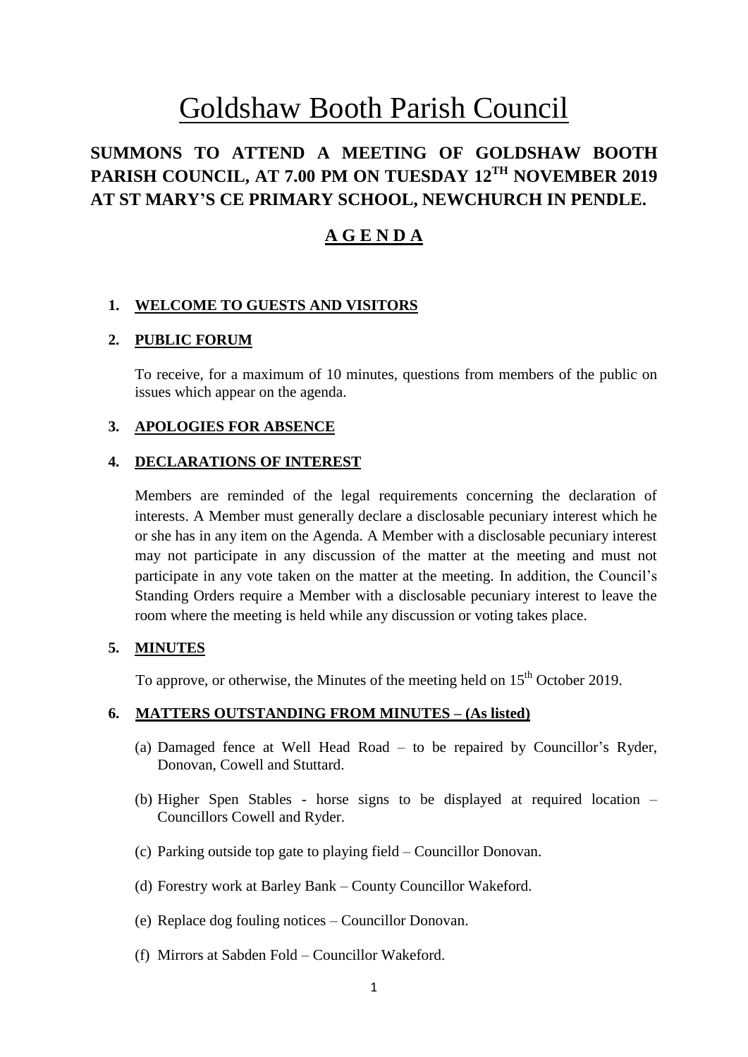# Goldshaw Booth Parish Council

## SUMMONS TO ATTEND A MEETING OF GOLDSHAW BOOTH PARISH COUNCIL, AT 7.00 PM ON TUESDAY 12TH NOVEMBER 2019 AT ST MARY'S CE PRIMARY SCHOOL, NEWCHURCH IN PENDLE.

## A G E N D A

1. **WELCOME TO GUESTS AND VISITORS**

2. **PUBLIC FORUM**

   To receive, for a maximum of 10 minutes, questions from members of the public on issues which appear on the agenda.

3. **APOLOGIES FOR ABSENCE**

4. **DECLARATIONS OF INTEREST**

   Members are reminded of the legal requirements concerning the declaration of interests. A Member must generally declare a disclosable pecuniary interest which he or she has in any item on the Agenda. A Member with a disclosable pecuniary interest may not participate in any discussion of the matter at the meeting and must not participate in any vote taken on the matter at the meeting. In addition, the Council's Standing Orders require a Member with a disclosable pecuniary interest to leave the room where the meeting is held while any discussion or voting takes place.

5. **MINUTES**

   To approve, or otherwise, the Minutes of the meeting held on 15th October 2019.

6. **MATTERS OUTSTANDING FROM MINUTES – (As listed)**

   (a) Damaged fence at Well Head Road – to be repaired by Councillor's Ryder, Donovan, Cowell and Stuttard.

   (b) Higher Spen Stables - horse signs to be displayed at required location – Councillors Cowell and Ryder.

   (c) Parking outside top gate to playing field – Councillor Donovan.

   (d) Forestry work at Barley Bank – County Councillor Wakeford.

   (e) Replace dog fouling notices – Councillor Donovan.

   (f) Mirrors at Sabden Fold – Councillor Wakeford.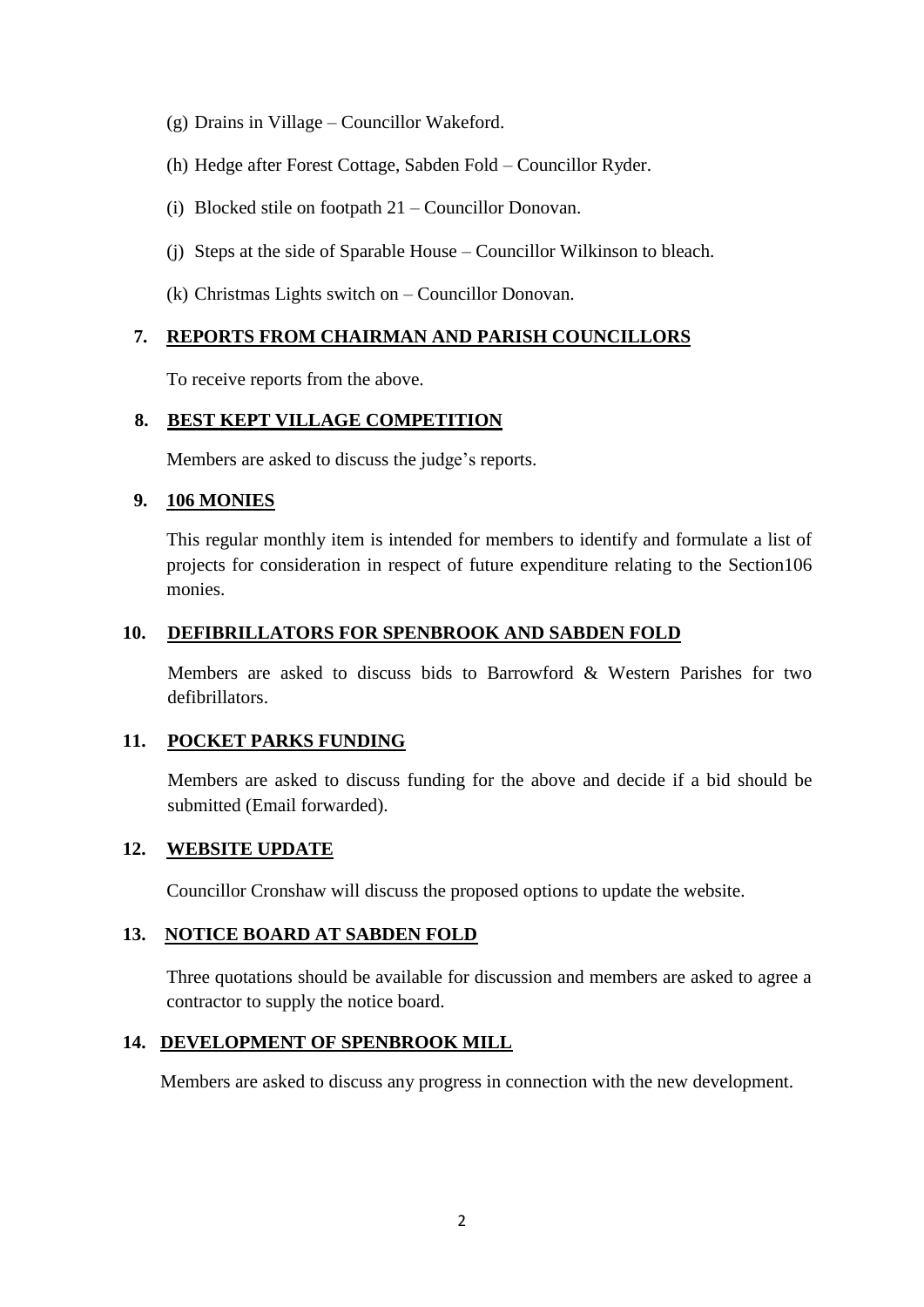(g) Drains in Village – Councillor Wakeford.

(h) Hedge after Forest Cottage, Sabden Fold – Councillor Ryder.

(i) Blocked stile on footpath 21 – Councillor Donovan.

(j) Steps at the side of Sparable House – Councillor Wilkinson to bleach.

(k) Christmas Lights switch on – Councillor Donovan.

## 7. REPORTS FROM CHAIRMAN AND PARISH COUNCILLORS

To receive reports from the above.

## 8. BEST KEPT VILLAGE COMPETITION

Members are asked to discuss the judge's reports.

## 9. 106 MONIES

This regular monthly item is intended for members to identify and formulate a list of projects for consideration in respect of future expenditure relating to the Section106 monies.

## 10. DEFIBRILLATORS FOR SPENBROOK AND SABDEN FOLD

Members are asked to discuss bids to Barrowford & Western Parishes for two defibrillators.

## 11. POCKET PARKS FUNDING

Members are asked to discuss funding for the above and decide if a bid should be submitted (Email forwarded).

## 12. WEBSITE UPDATE

Councillor Cronshaw will discuss the proposed options to update the website.

## 13. NOTICE BOARD AT SABDEN FOLD

Three quotations should be available for discussion and members are asked to agree a contractor to supply the notice board.

## 14. DEVELOPMENT OF SPENBROOK MILL

Members are asked to discuss any progress in connection with the new development.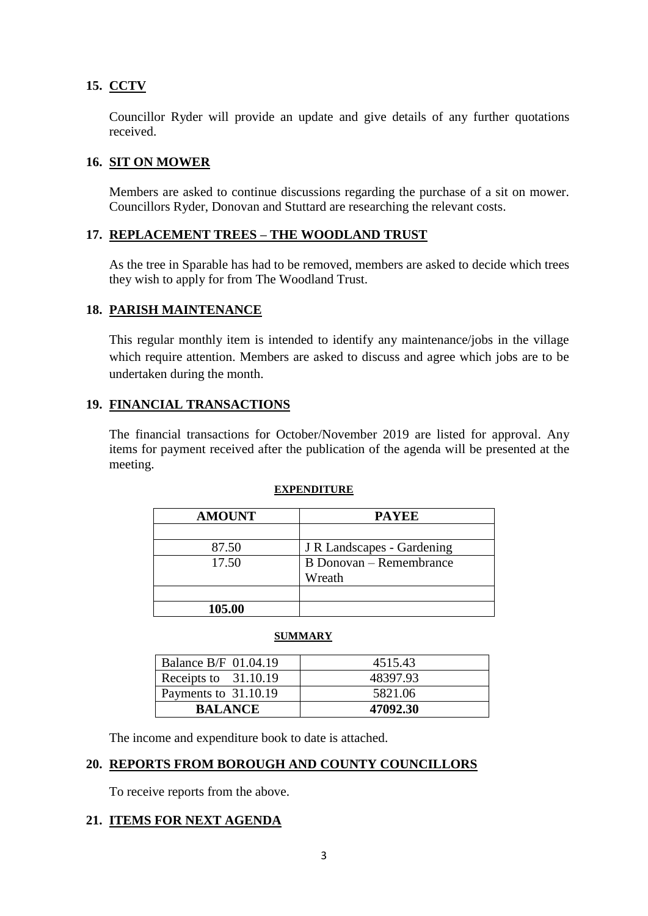## 15. CCTV

Councillor Ryder will provide an update and give details of any further quotations received.

## 16. SIT ON MOWER

Members are asked to continue discussions regarding the purchase of a sit on mower. Councillors Ryder, Donovan and Stuttard are researching the relevant costs.

## 17. REPLACEMENT TREES – THE WOODLAND TRUST

As the tree in Sparable has had to be removed, members are asked to decide which trees they wish to apply for from The Woodland Trust.

## 18. PARISH MAINTENANCE

This regular monthly item is intended to identify any maintenance/jobs in the village which require attention. Members are asked to discuss and agree which jobs are to be undertaken during the month.

## 19. FINANCIAL TRANSACTIONS

The financial transactions for October/November 2019 are listed for approval. Any items for payment received after the publication of the agenda will be presented at the meeting.

**EXPENDITURE**

| AMOUNT | PAYEE |
|---|---|
| | |
| 87.50 | J R Landscapes - Gardening |
| 17.50 | B Donovan – Remembrance Wreath |
| | |
| **105.00** | |

**SUMMARY**

| | |
|---|---|
| Balance B/F 01.04.19 | 4515.43 |
| Receipts to 31.10.19 | 48397.93 |
| Payments to 31.10.19 | 5821.06 |
| **BALANCE** | **47092.30** |

The income and expenditure book to date is attached.

## 20. REPORTS FROM BOROUGH AND COUNTY COUNCILLORS

To receive reports from the above.

## 21. ITEMS FOR NEXT AGENDA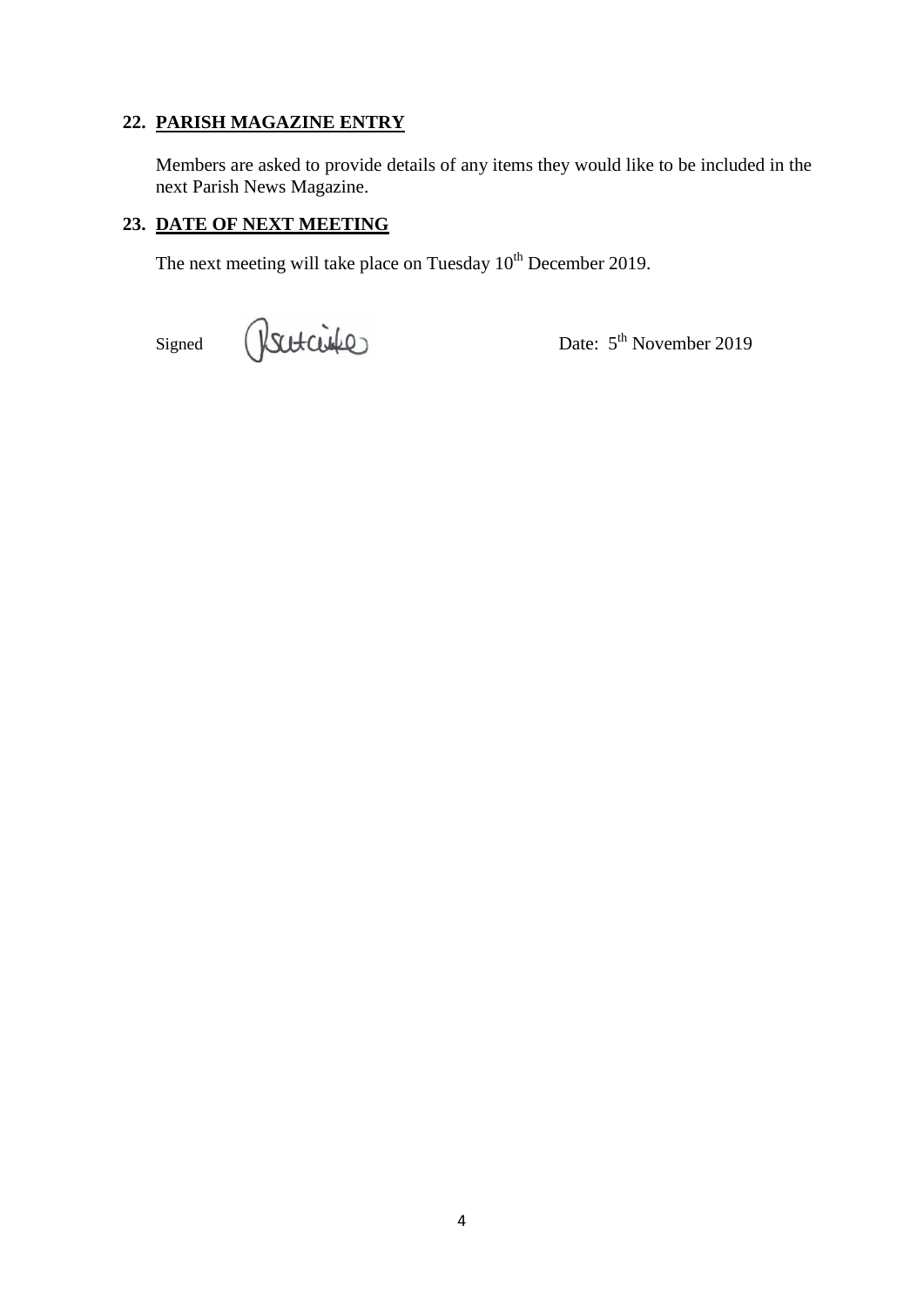## 22. PARISH MAGAZINE ENTRY

Members are asked to provide details of any items they would like to be included in the next Parish News Magazine.

## 23. DATE OF NEXT MEETING

The next meeting will take place on Tuesday 10th December 2019.

Signed Date: 5th November 2019